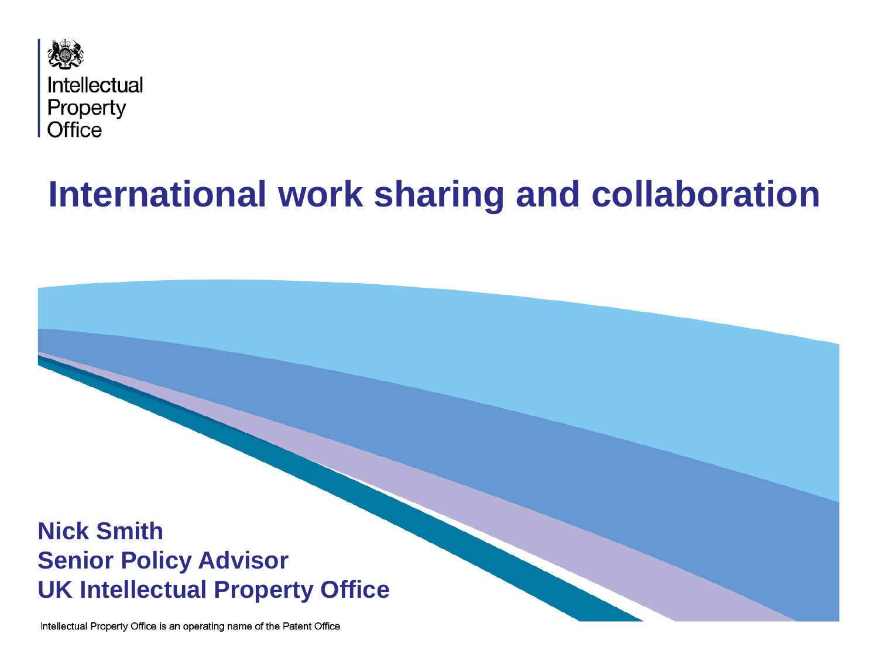Intellectual Property Office

# International work sharing and collaboration

**Nick Smith**
**Senior Policy Advisor**
**UK Intellectual Property Office**

Intellectual Property Office is an operating name of the Patent Office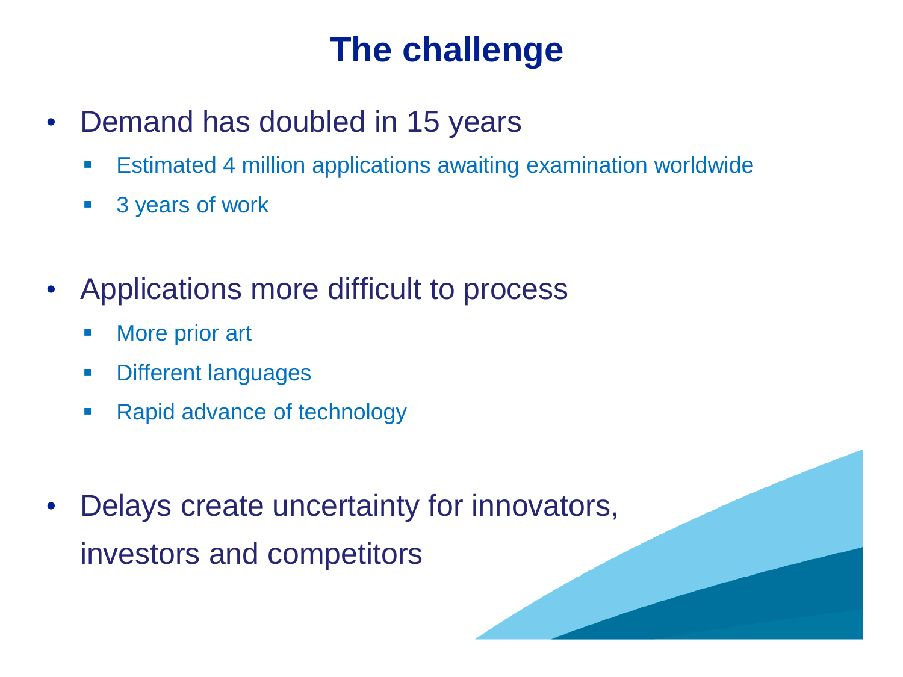# The challenge

- Demand has doubled in 15 years
  - Estimated 4 million applications awaiting examination worldwide
  - 3 years of work
- Applications more difficult to process
  - More prior art
  - Different languages
  - Rapid advance of technology
- Delays create uncertainty for innovators, investors and competitors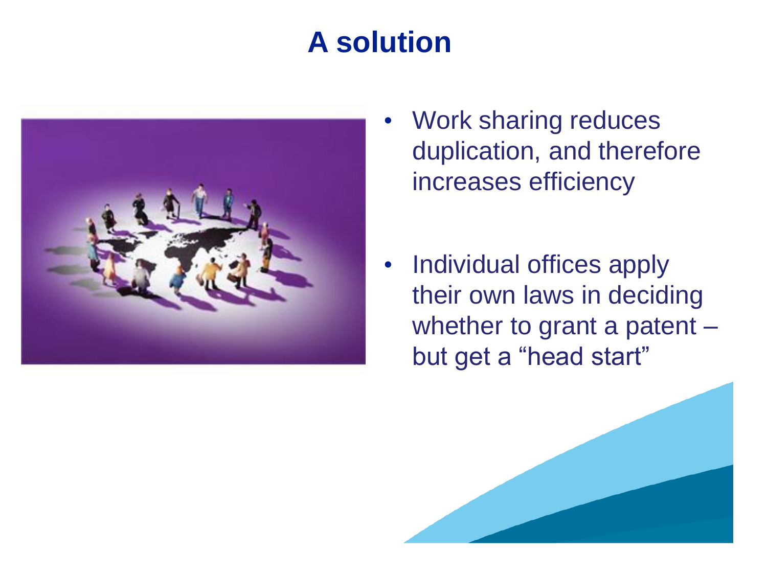# A solution

- Work sharing reduces duplication, and therefore increases efficiency

- Individual offices apply their own laws in deciding whether to grant a patent – but get a “head start”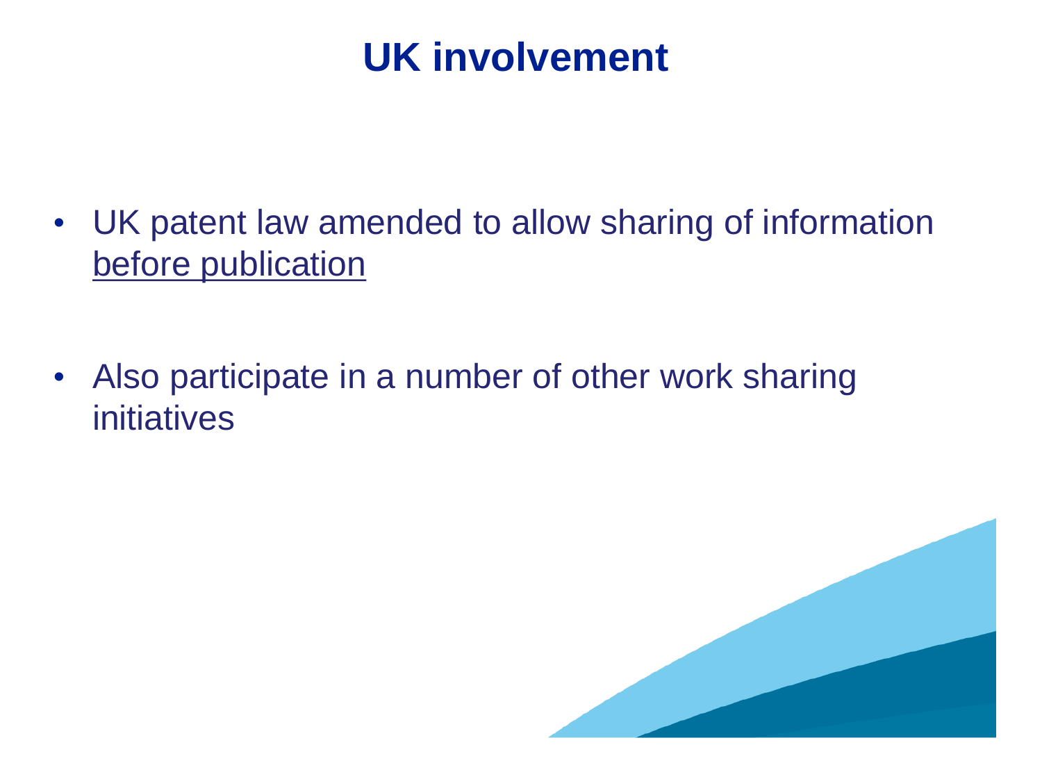# UK involvement

- UK patent law amended to allow sharing of information <u>before publication</u>

- Also participate in a number of other work sharing initiatives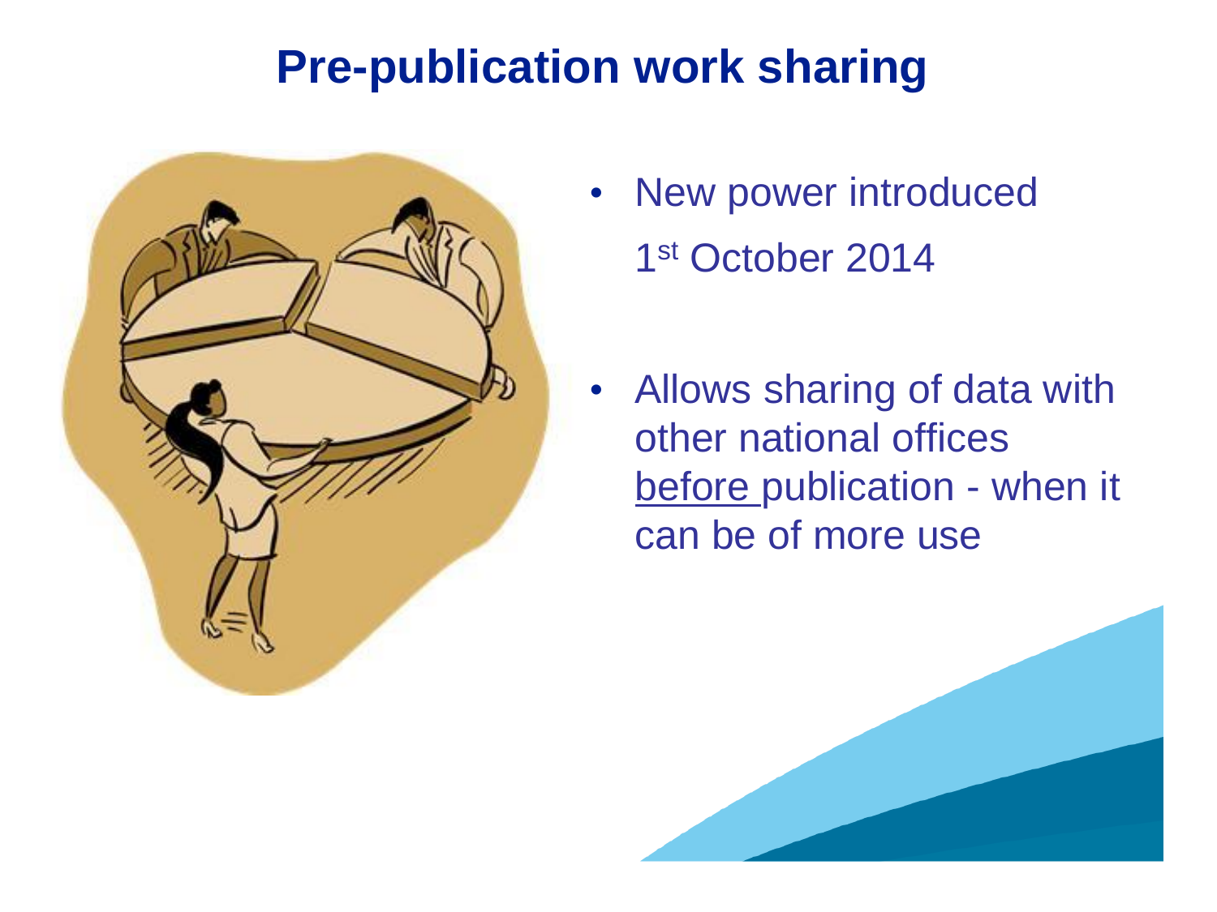# Pre-publication work sharing

- New power introduced
  1st October 2014

- Allows sharing of data with other national offices before publication - when it can be of more use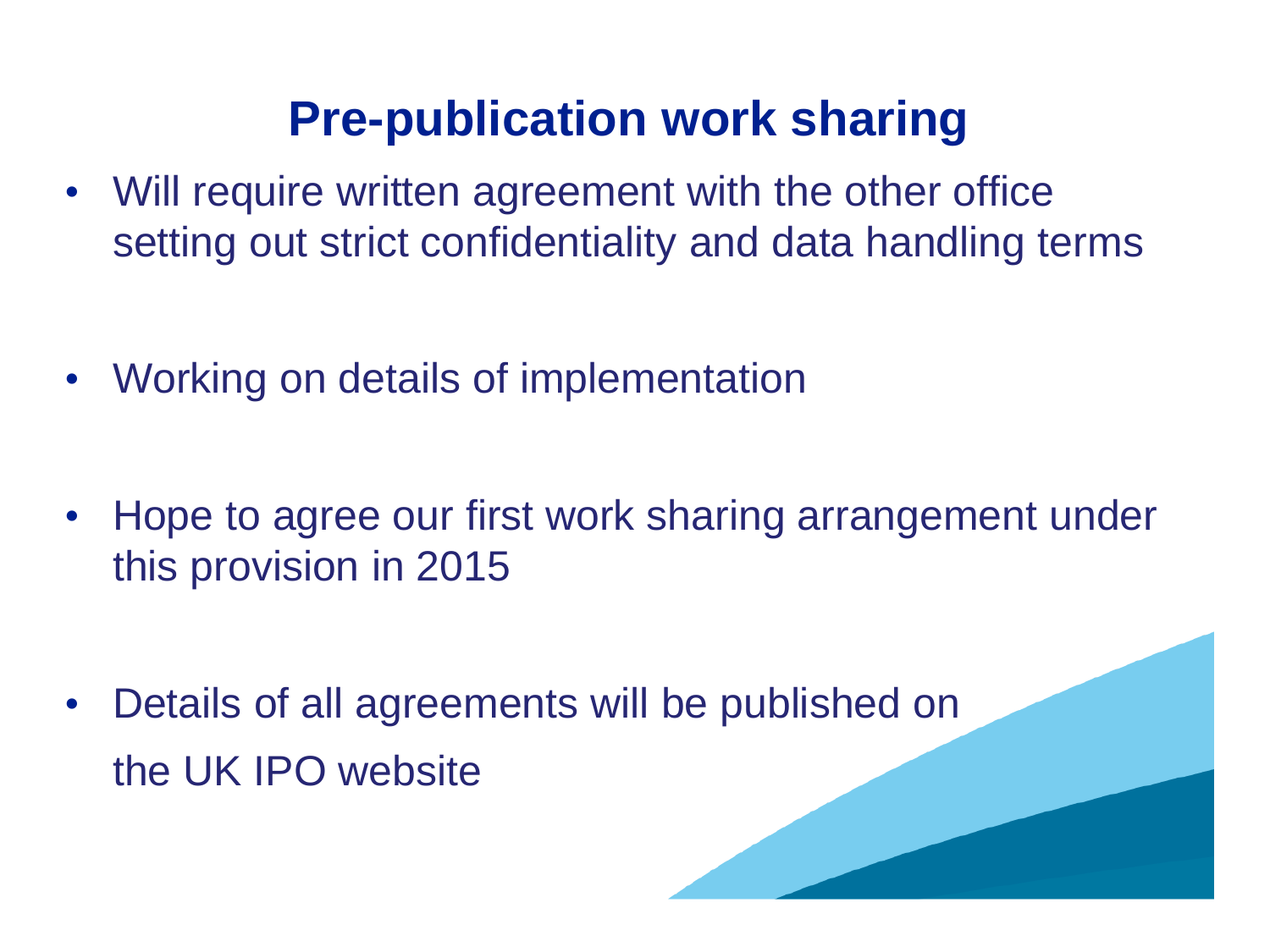# Pre-publication work sharing

- Will require written agreement with the other office setting out strict confidentiality and data handling terms
- Working on details of implementation
- Hope to agree our first work sharing arrangement under this provision in 2015
- Details of all agreements will be published on the UK IPO website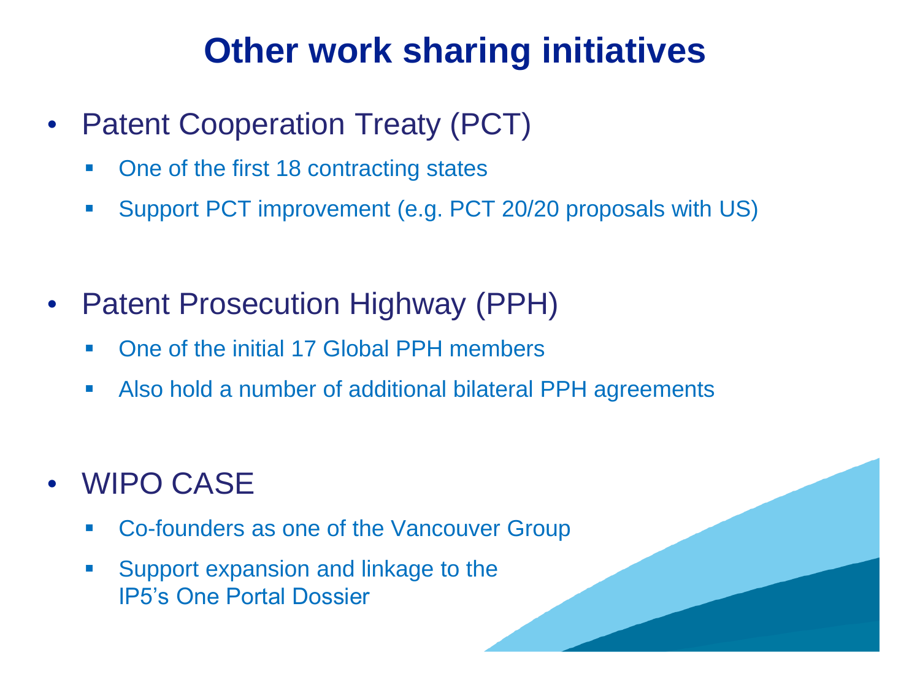# Other work sharing initiatives

- Patent Cooperation Treaty (PCT)
  - One of the first 18 contracting states
  - Support PCT improvement (e.g. PCT 20/20 proposals with US)

- Patent Prosecution Highway (PPH)
  - One of the initial 17 Global PPH members
  - Also hold a number of additional bilateral PPH agreements

- WIPO CASE
  - Co-founders as one of the Vancouver Group
  - Support expansion and linkage to the IP5's One Portal Dossier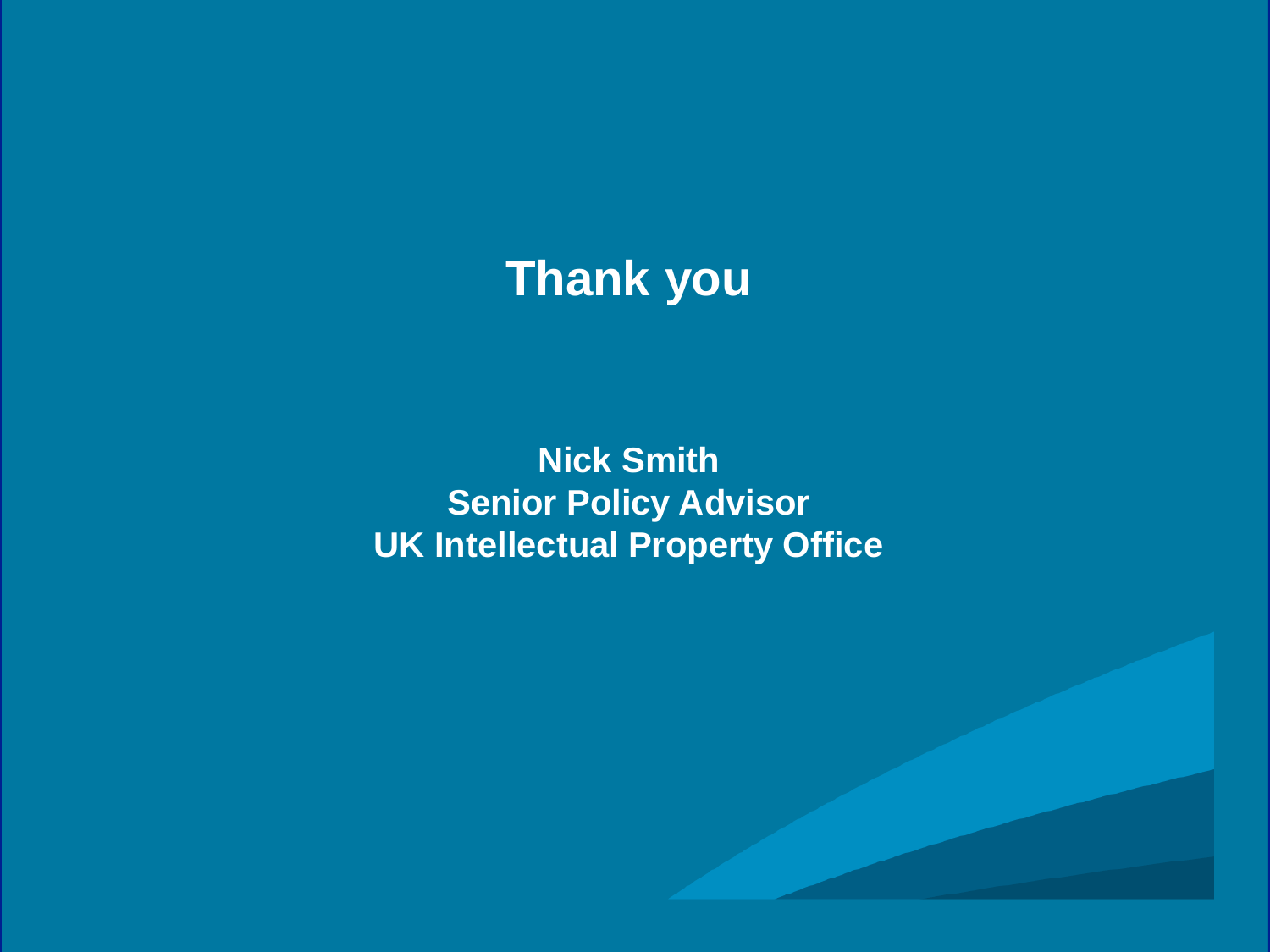# Thank you

**Nick Smith**
**Senior Policy Advisor**
**UK Intellectual Property Office**